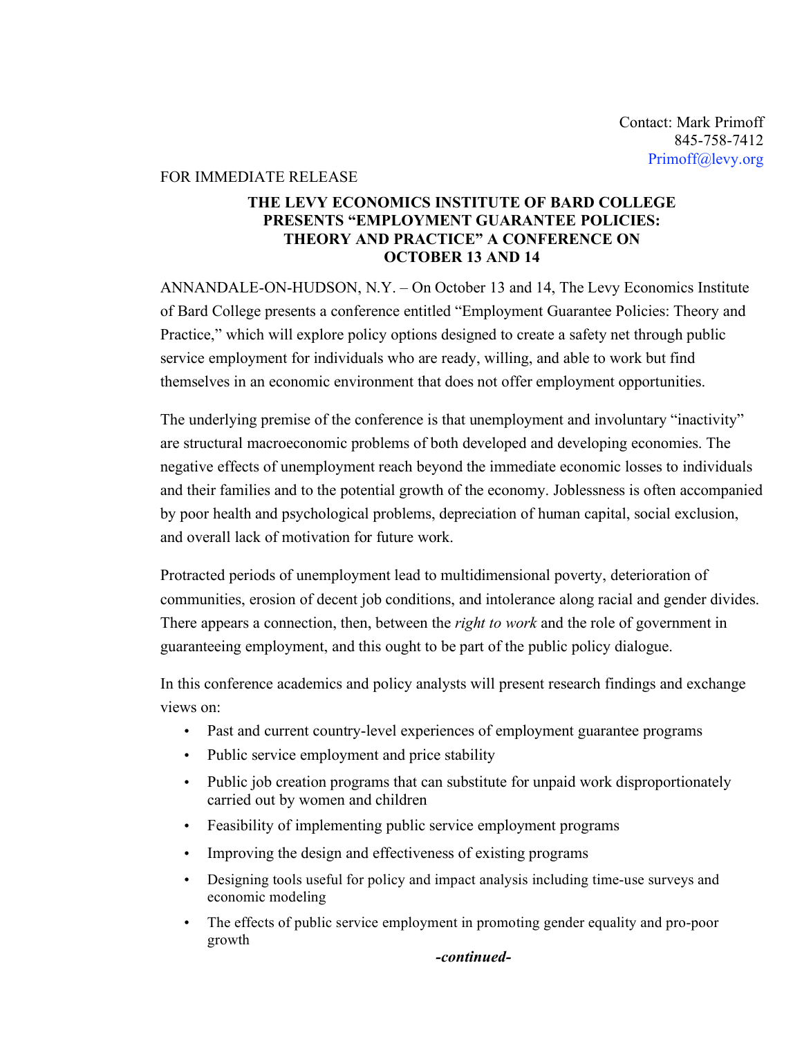Contact: Mark Primoff
845-758-7412
Primoff@levy.org

FOR IMMEDIATE RELEASE

# THE LEVY ECONOMICS INSTITUTE OF BARD COLLEGE PRESENTS "EMPLOYMENT GUARANTEE POLICIES: THEORY AND PRACTICE" A CONFERENCE ON OCTOBER 13 AND 14

ANNANDALE-ON-HUDSON, N.Y. – On October 13 and 14, The Levy Economics Institute of Bard College presents a conference entitled "Employment Guarantee Policies: Theory and Practice," which will explore policy options designed to create a safety net through public service employment for individuals who are ready, willing, and able to work but find themselves in an economic environment that does not offer employment opportunities.

The underlying premise of the conference is that unemployment and involuntary "inactivity" are structural macroeconomic problems of both developed and developing economies. The negative effects of unemployment reach beyond the immediate economic losses to individuals and their families and to the potential growth of the economy. Joblessness is often accompanied by poor health and psychological problems, depreciation of human capital, social exclusion, and overall lack of motivation for future work.

Protracted periods of unemployment lead to multidimensional poverty, deterioration of communities, erosion of decent job conditions, and intolerance along racial and gender divides. There appears a connection, then, between the *right to work* and the role of government in guaranteeing employment, and this ought to be part of the public policy dialogue.

In this conference academics and policy analysts will present research findings and exchange views on:

- Past and current country-level experiences of employment guarantee programs
- Public service employment and price stability
- Public job creation programs that can substitute for unpaid work disproportionately carried out by women and children
- Feasibility of implementing public service employment programs
- Improving the design and effectiveness of existing programs
- Designing tools useful for policy and impact analysis including time-use surveys and economic modeling
- The effects of public service employment in promoting gender equality and pro-poor growth

***-continued-***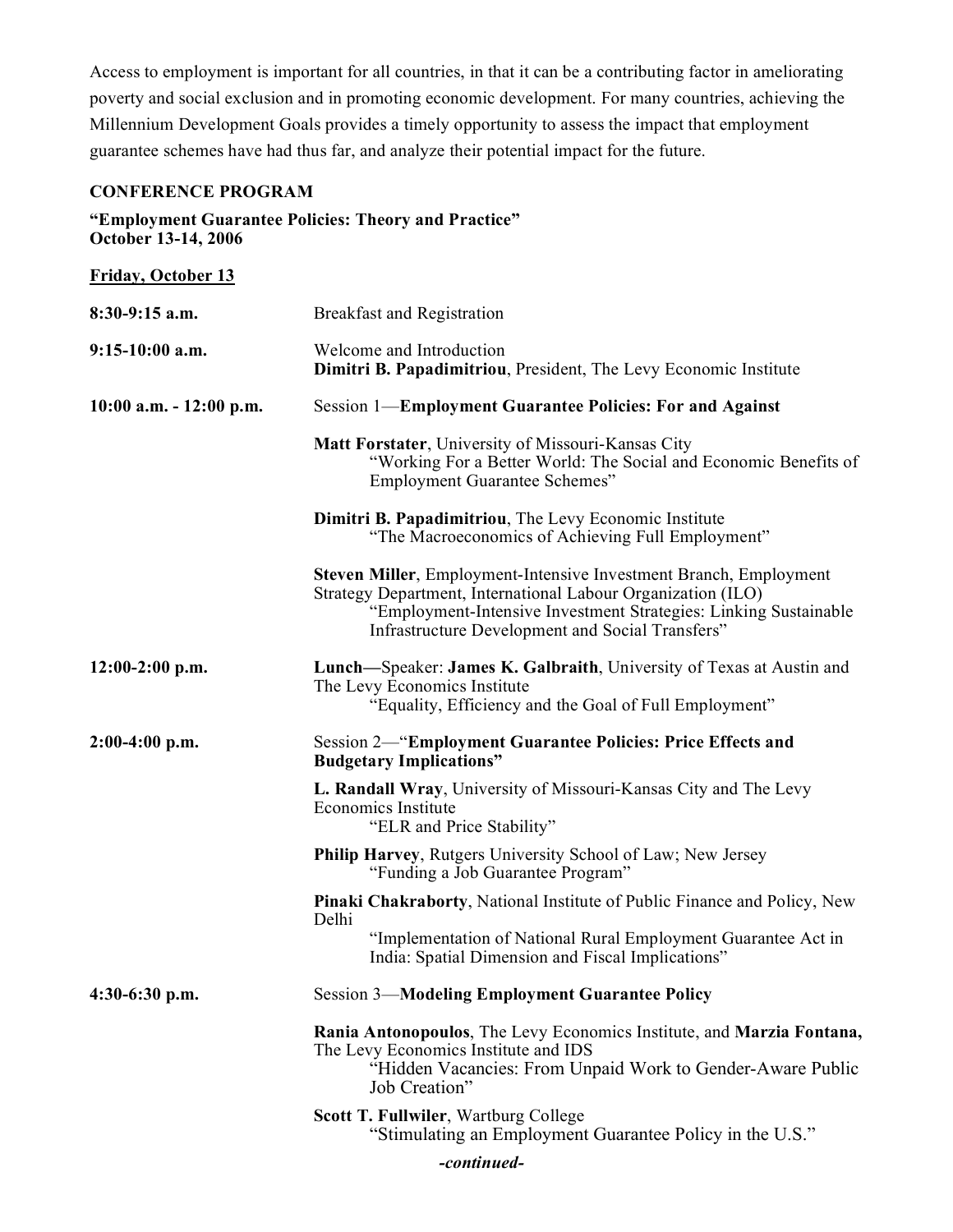Access to employment is important for all countries, in that it can be a contributing factor in ameliorating poverty and social exclusion and in promoting economic development. For many countries, achieving the Millennium Development Goals provides a timely opportunity to assess the impact that employment guarantee schemes have had thus far, and analyze their potential impact for the future.

**CONFERENCE PROGRAM**

**"Employment Guarantee Policies: Theory and Practice"**
**October 13-14, 2006**

__**Friday, October 13**__

**8:30-9:15 a.m.** Breakfast and Registration

**9:15-10:00 a.m.** Welcome and Introduction
**Dimitri B. Papadimitriou**, President, The Levy Economic Institute

**10:00 a.m. - 12:00 p.m.** Session 1—**Employment Guarantee Policies: For and Against**

**Matt Forstater**, University of Missouri-Kansas City
"Working For a Better World: The Social and Economic Benefits of Employment Guarantee Schemes"

**Dimitri B. Papadimitriou**, The Levy Economic Institute
"The Macroeconomics of Achieving Full Employment"

**Steven Miller**, Employment-Intensive Investment Branch, Employment Strategy Department, International Labour Organization (ILO)
"Employment-Intensive Investment Strategies: Linking Sustainable Infrastructure Development and Social Transfers"

**12:00-2:00 p.m.** **Lunch—**Speaker: **James K. Galbraith**, University of Texas at Austin and The Levy Economics Institute
"Equality, Efficiency and the Goal of Full Employment"

**2:00-4:00 p.m.** Session 2—"**Employment Guarantee Policies: Price Effects and Budgetary Implications"**

**L. Randall Wray**, University of Missouri-Kansas City and The Levy Economics Institute
"ELR and Price Stability"

**Philip Harvey**, Rutgers University School of Law; New Jersey
"Funding a Job Guarantee Program"

**Pinaki Chakraborty**, National Institute of Public Finance and Policy, New Delhi
"Implementation of National Rural Employment Guarantee Act in India: Spatial Dimension and Fiscal Implications"

**4:30-6:30 p.m.** Session 3—**Modeling Employment Guarantee Policy**

**Rania Antonopoulos**, The Levy Economics Institute, and **Marzia Fontana,** The Levy Economics Institute and IDS
"Hidden Vacancies: From Unpaid Work to Gender-Aware Public Job Creation"

**Scott T. Fullwiler**, Wartburg College
"Stimulating an Employment Guarantee Policy in the U.S."

***-continued-***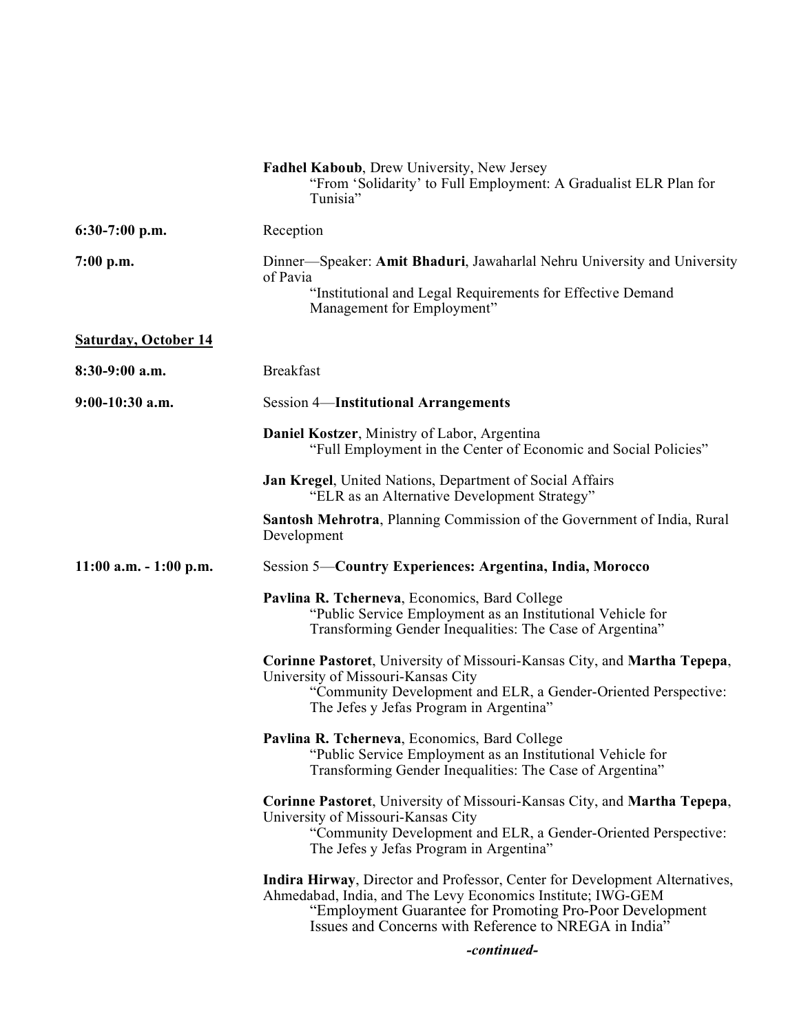**Fadhel Kaboub**, Drew University, New Jersey
"From 'Solidarity' to Full Employment: A Gradualist ELR Plan for Tunisia"

**6:30-7:00 p.m.** Reception

**7:00 p.m.** Dinner—Speaker: **Amit Bhaduri**, Jawaharlal Nehru University and University of Pavia
"Institutional and Legal Requirements for Effective Demand Management for Employment"

**Saturday, October 14**

**8:30-9:00 a.m.** Breakfast

**9:00-10:30 a.m.** Session 4—**Institutional Arrangements**

**Daniel Kostzer**, Ministry of Labor, Argentina
"Full Employment in the Center of Economic and Social Policies"

**Jan Kregel**, United Nations, Department of Social Affairs
"ELR as an Alternative Development Strategy"

**Santosh Mehrotra**, Planning Commission of the Government of India, Rural Development

**11:00 a.m. - 1:00 p.m.** Session 5—**Country Experiences: Argentina, India, Morocco**

**Pavlina R. Tcherneva**, Economics, Bard College
"Public Service Employment as an Institutional Vehicle for Transforming Gender Inequalities: The Case of Argentina"

**Corinne Pastoret**, University of Missouri-Kansas City, and **Martha Tepepa**, University of Missouri-Kansas City
"Community Development and ELR, a Gender-Oriented Perspective: The Jefes y Jefas Program in Argentina"

**Pavlina R. Tcherneva**, Economics, Bard College
"Public Service Employment as an Institutional Vehicle for Transforming Gender Inequalities: The Case of Argentina"

**Corinne Pastoret**, University of Missouri-Kansas City, and **Martha Tepepa**, University of Missouri-Kansas City
"Community Development and ELR, a Gender-Oriented Perspective: The Jefes y Jefas Program in Argentina"

**Indira Hirway**, Director and Professor, Center for Development Alternatives, Ahmedabad, India, and The Levy Economics Institute; IWG-GEM
"Employment Guarantee for Promoting Pro-Poor Development Issues and Concerns with Reference to NREGA in India"

***-continued-***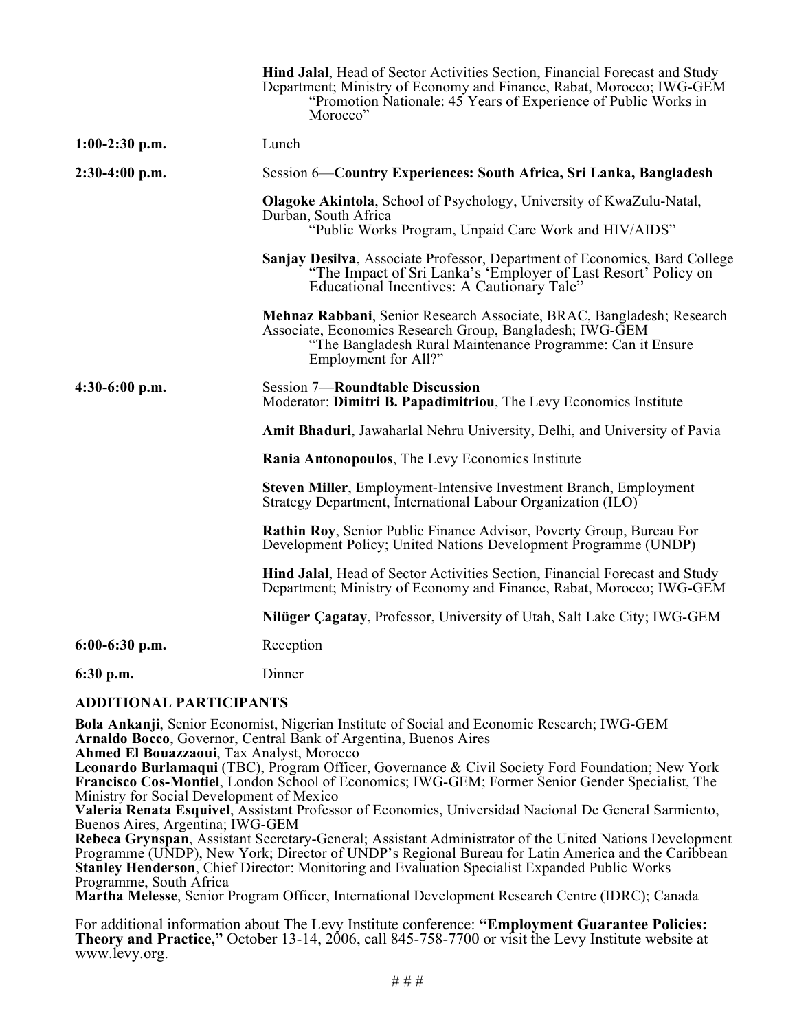**Hind Jalal**, Head of Sector Activities Section, Financial Forecast and Study Department; Ministry of Economy and Finance, Rabat, Morocco; IWG-GEM
"Promotion Nationale: 45 Years of Experience of Public Works in Morocco"

**1:00-2:30 p.m.** Lunch

**2:30-4:00 p.m.** Session 6—**Country Experiences: South Africa, Sri Lanka, Bangladesh**

**Olagoke Akintola**, School of Psychology, University of KwaZulu-Natal, Durban, South Africa
"Public Works Program, Unpaid Care Work and HIV/AIDS"

**Sanjay Desilva**, Associate Professor, Department of Economics, Bard College
"The Impact of Sri Lanka's 'Employer of Last Resort' Policy on Educational Incentives: A Cautionary Tale"

**Mehnaz Rabbani**, Senior Research Associate, BRAC, Bangladesh; Research Associate, Economics Research Group, Bangladesh; IWG-GEM
"The Bangladesh Rural Maintenance Programme: Can it Ensure Employment for All?"

**4:30-6:00 p.m.** Session 7—**Roundtable Discussion**
Moderator: **Dimitri B. Papadimitriou**, The Levy Economics Institute

**Amit Bhaduri**, Jawaharlal Nehru University, Delhi, and University of Pavia

**Rania Antonopoulos**, The Levy Economics Institute

**Steven Miller**, Employment-Intensive Investment Branch, Employment Strategy Department, International Labour Organization (ILO)

**Rathin Roy**, Senior Public Finance Advisor, Poverty Group, Bureau For Development Policy; United Nations Development Programme (UNDP)

**Hind Jalal**, Head of Sector Activities Section, Financial Forecast and Study Department; Ministry of Economy and Finance, Rabat, Morocco; IWG-GEM

**Nilüger Çagatay**, Professor, University of Utah, Salt Lake City; IWG-GEM

**6:00-6:30 p.m.** Reception

**6:30 p.m.** Dinner

## ADDITIONAL PARTICIPANTS

**Bola Ankanji**, Senior Economist, Nigerian Institute of Social and Economic Research; IWG-GEM
**Arnaldo Bocco**, Governor, Central Bank of Argentina, Buenos Aires
**Ahmed El Bouazzaoui**, Tax Analyst, Morocco
**Leonardo Burlamaqui** (TBC), Program Officer, Governance & Civil Society Ford Foundation; New York
**Francisco Cos-Montiel**, London School of Economics; IWG-GEM; Former Senior Gender Specialist, The Ministry for Social Development of Mexico
**Valeria Renata Esquivel**, Assistant Professor of Economics, Universidad Nacional De General Sarmiento, Buenos Aires, Argentina; IWG-GEM
**Rebeca Grynspan**, Assistant Secretary-General; Assistant Administrator of the United Nations Development Programme (UNDP), New York; Director of UNDP's Regional Bureau for Latin America and the Caribbean
**Stanley Henderson**, Chief Director: Monitoring and Evaluation Specialist Expanded Public Works Programme, South Africa
**Martha Melesse**, Senior Program Officer, International Development Research Centre (IDRC); Canada

For additional information about The Levy Institute conference: **"Employment Guarantee Policies: Theory and Practice,"** October 13-14, 2006, call 845-758-7700 or visit the Levy Institute website at www.levy.org.

# # #